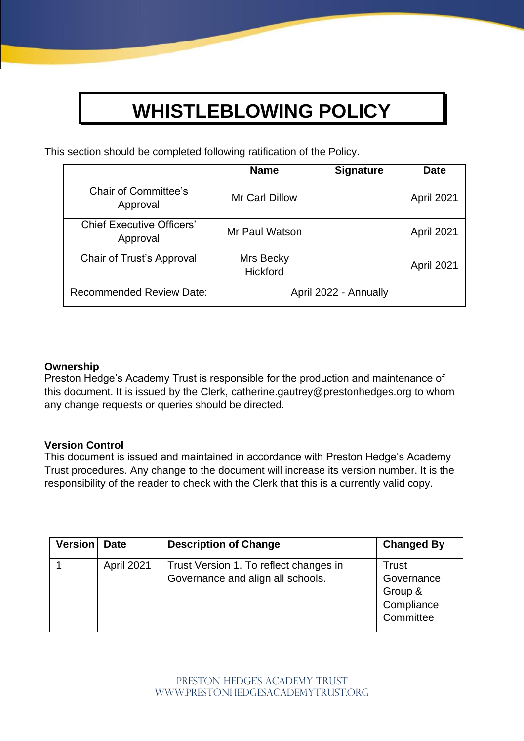# WHISTLEBLOWING POLICY

This section should be completed following ratification of the Policy.

| | Name | Signature | Date |
|---|---|---|---|
| Chair of Committee's Approval | Mr Carl Dillow | | April 2021 |
| Chief Executive Officers' Approval | Mr Paul Watson | | April 2021 |
| Chair of Trust's Approval | Mrs Becky Hickford | | April 2021 |
| Recommended Review Date: | April 2022 - Annually | | |

**Ownership**
Preston Hedge's Academy Trust is responsible for the production and maintenance of this document. It is issued by the Clerk, catherine.gautrey@prestonhedges.org to whom any change requests or queries should be directed.

**Version Control**
This document is issued and maintained in accordance with Preston Hedge's Academy Trust procedures. Any change to the document will increase its version number. It is the responsibility of the reader to check with the Clerk that this is a currently valid copy.

| Version | Date | Description of Change | Changed By |
|---|---|---|---|
| 1 | April 2021 | Trust Version 1. To reflect changes in Governance and align all schools. | Trust Governance Group & Compliance Committee |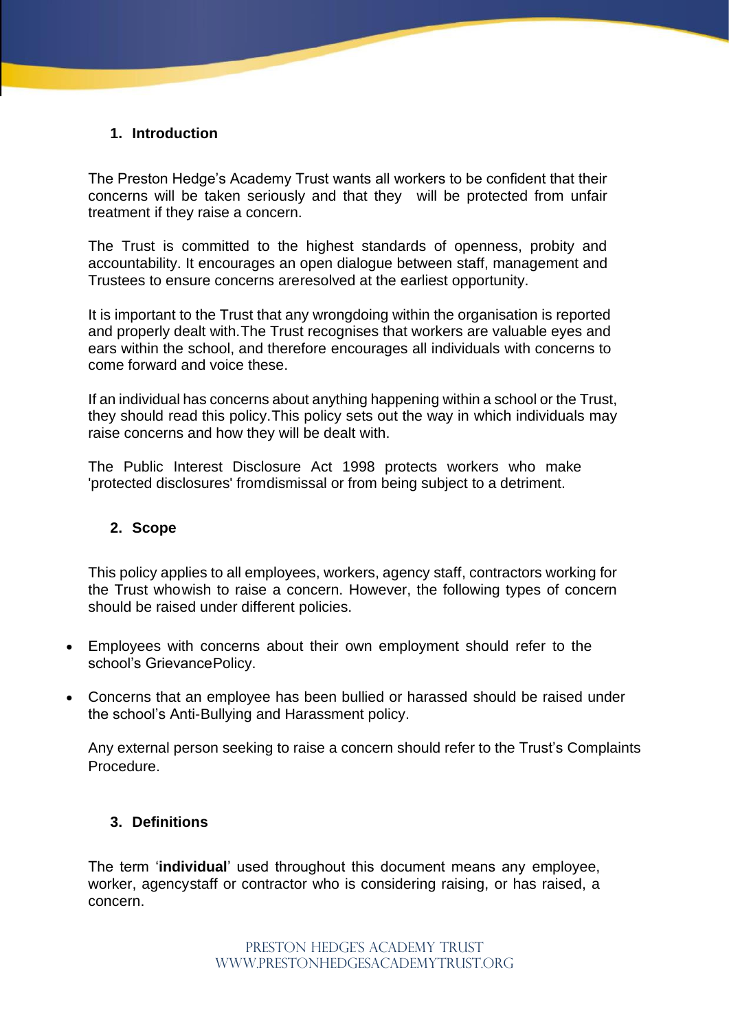## 1. Introduction

The Preston Hedge's Academy Trust wants all workers to be confident that their concerns will be taken seriously and that they will be protected from unfair treatment if they raise a concern.

The Trust is committed to the highest standards of openness, probity and accountability. It encourages an open dialogue between staff, management and Trustees to ensure concerns areresolved at the earliest opportunity.

It is important to the Trust that any wrongdoing within the organisation is reported and properly dealt with.The Trust recognises that workers are valuable eyes and ears within the school, and therefore encourages all individuals with concerns to come forward and voice these.

If an individual has concerns about anything happening within a school or the Trust, they should read this policy.This policy sets out the way in which individuals may raise concerns and how they will be dealt with.

The Public Interest Disclosure Act 1998 protects workers who make 'protected disclosures' fromdismissal or from being subject to a detriment.

## 2. Scope

This policy applies to all employees, workers, agency staff, contractors working for the Trust whowish to raise a concern. However, the following types of concern should be raised under different policies.

- Employees with concerns about their own employment should refer to the school's GrievancePolicy.
- Concerns that an employee has been bullied or harassed should be raised under the school's Anti-Bullying and Harassment policy.

Any external person seeking to raise a concern should refer to the Trust's Complaints Procedure.

## 3. Definitions

The term '**individual**' used throughout this document means any employee, worker, agencystaff or contractor who is considering raising, or has raised, a concern.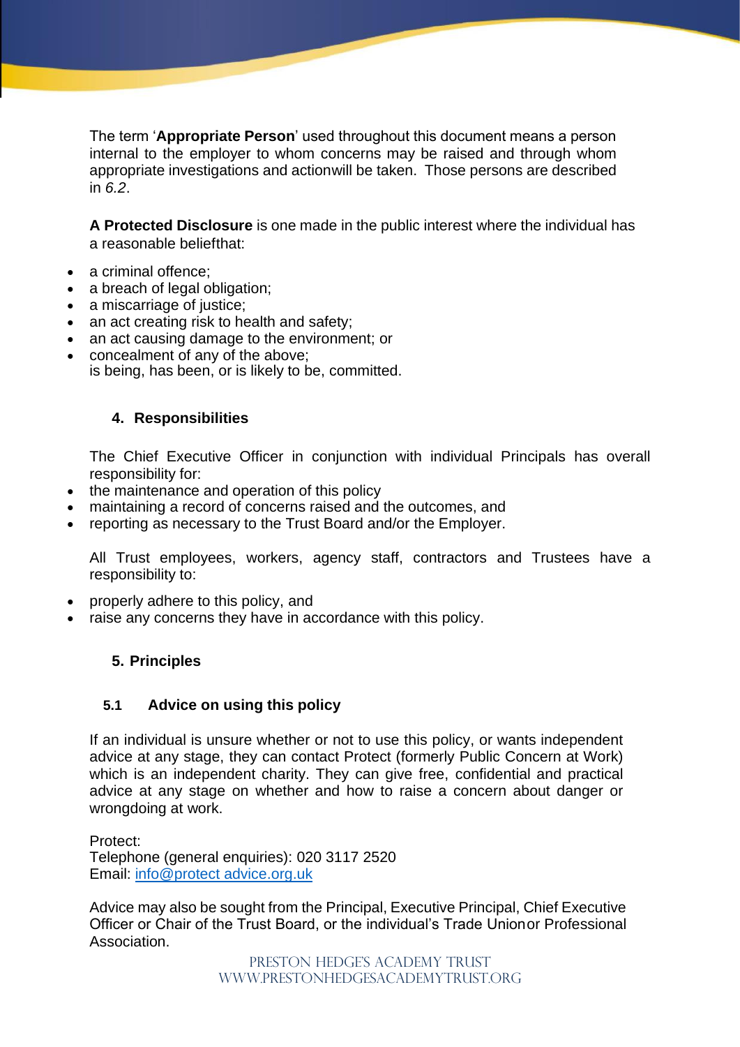The term '**Appropriate Person**' used throughout this document means a person internal to the employer to whom concerns may be raised and through whom appropriate investigations and actionwill be taken. Those persons are described in *6.2*.

**A Protected Disclosure** is one made in the public interest where the individual has a reasonable beliefthat:

- a criminal offence;
- a breach of legal obligation;
- a miscarriage of justice;
- an act creating risk to health and safety;
- an act causing damage to the environment; or
- concealment of any of the above;

is being, has been, or is likely to be, committed.

## 4. Responsibilities

The Chief Executive Officer in conjunction with individual Principals has overall responsibility for:

- the maintenance and operation of this policy
- maintaining a record of concerns raised and the outcomes, and
- reporting as necessary to the Trust Board and/or the Employer.

All Trust employees, workers, agency staff, contractors and Trustees have a responsibility to:

- properly adhere to this policy, and
- raise any concerns they have in accordance with this policy.

## 5. Principles

### 5.1 Advice on using this policy

If an individual is unsure whether or not to use this policy, or wants independent advice at any stage, they can contact Protect (formerly Public Concern at Work) which is an independent charity. They can give free, confidential and practical advice at any stage on whether and how to raise a concern about danger or wrongdoing at work.

Protect:
Telephone (general enquiries): 020 3117 2520
Email: info@protect advice.org.uk

Advice may also be sought from the Principal, Executive Principal, Chief Executive Officer or Chair of the Trust Board, or the individual's Trade Unionor Professional Association.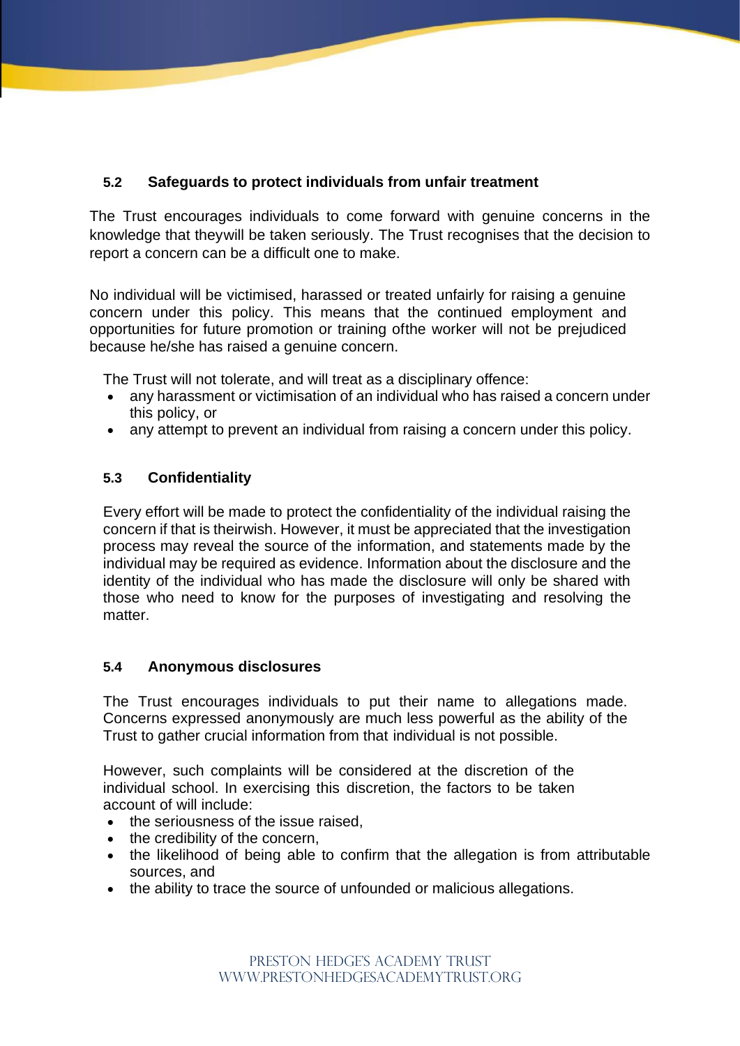### 5.2 Safeguards to protect individuals from unfair treatment

The Trust encourages individuals to come forward with genuine concerns in the knowledge that theywill be taken seriously. The Trust recognises that the decision to report a concern can be a difficult one to make.

No individual will be victimised, harassed or treated unfairly for raising a genuine concern under this policy. This means that the continued employment and opportunities for future promotion or training ofthe worker will not be prejudiced because he/she has raised a genuine concern.

The Trust will not tolerate, and will treat as a disciplinary offence:

- any harassment or victimisation of an individual who has raised a concern under this policy, or
- any attempt to prevent an individual from raising a concern under this policy.

### 5.3 Confidentiality

Every effort will be made to protect the confidentiality of the individual raising the concern if that is theirwish. However, it must be appreciated that the investigation process may reveal the source of the information, and statements made by the individual may be required as evidence. Information about the disclosure and the identity of the individual who has made the disclosure will only be shared with those who need to know for the purposes of investigating and resolving the matter.

### 5.4 Anonymous disclosures

The Trust encourages individuals to put their name to allegations made. Concerns expressed anonymously are much less powerful as the ability of the Trust to gather crucial information from that individual is not possible.

However, such complaints will be considered at the discretion of the individual school. In exercising this discretion, the factors to be taken account of will include:

- the seriousness of the issue raised,
- the credibility of the concern,
- the likelihood of being able to confirm that the allegation is from attributable sources, and
- the ability to trace the source of unfounded or malicious allegations.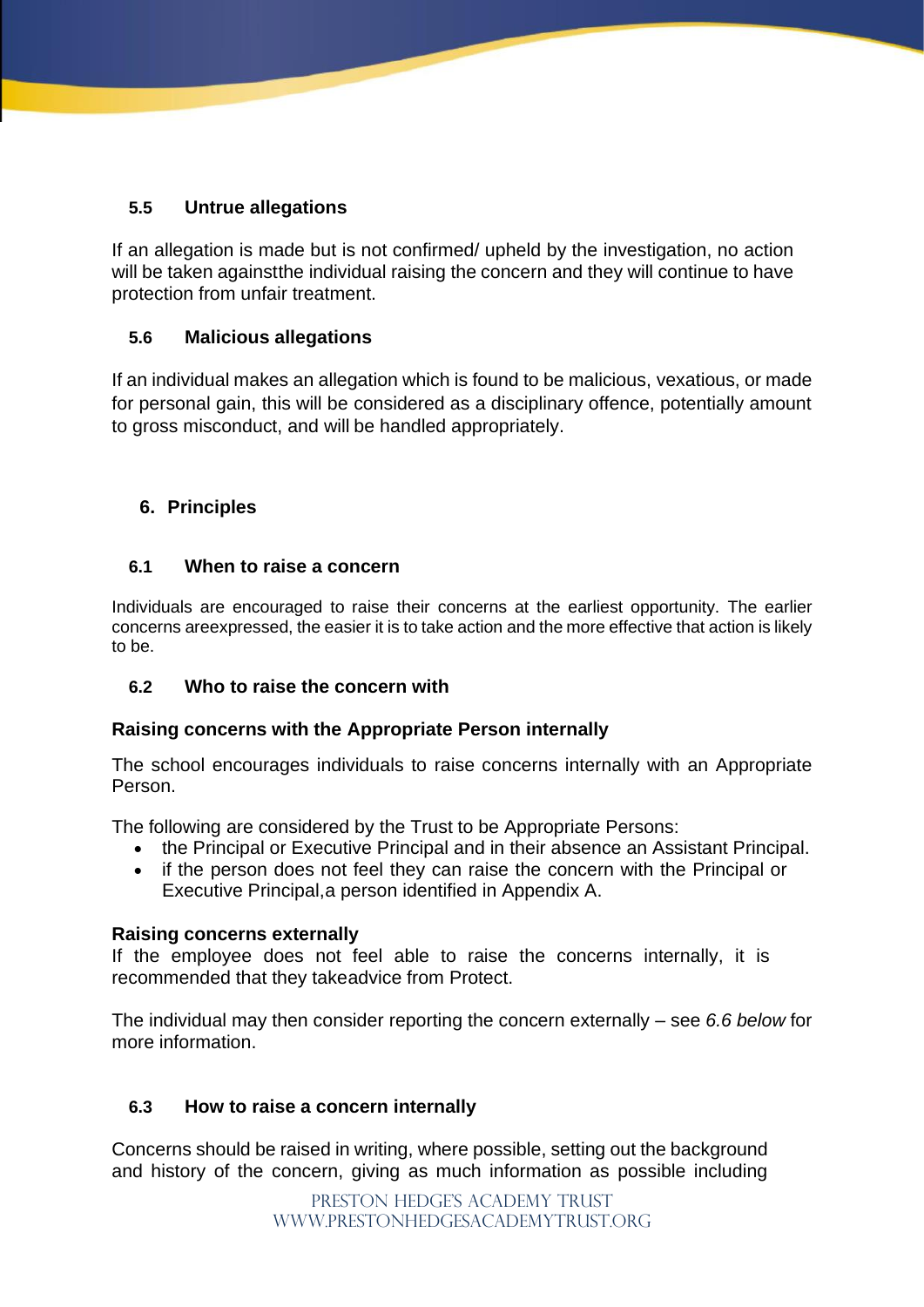### 5.5 Untrue allegations

If an allegation is made but is not confirmed/ upheld by the investigation, no action will be taken againstthe individual raising the concern and they will continue to have protection from unfair treatment.

### 5.6 Malicious allegations

If an individual makes an allegation which is found to be malicious, vexatious, or made for personal gain, this will be considered as a disciplinary offence, potentially amount to gross misconduct, and will be handled appropriately.

## 6. Principles

### 6.1 When to raise a concern

Individuals are encouraged to raise their concerns at the earliest opportunity. The earlier concerns areexpressed, the easier it is to take action and the more effective that action is likely to be.

### 6.2 Who to raise the concern with

**Raising concerns with the Appropriate Person internally**

The school encourages individuals to raise concerns internally with an Appropriate Person.

The following are considered by the Trust to be Appropriate Persons:

- the Principal or Executive Principal and in their absence an Assistant Principal.
- if the person does not feel they can raise the concern with the Principal or Executive Principal,a person identified in Appendix A.

**Raising concerns externally**

If the employee does not feel able to raise the concerns internally, it is recommended that they takeadvice from Protect.

The individual may then consider reporting the concern externally – see *6.6 below* for more information.

### 6.3 How to raise a concern internally

Concerns should be raised in writing, where possible, setting out the background and history of the concern, giving as much information as possible including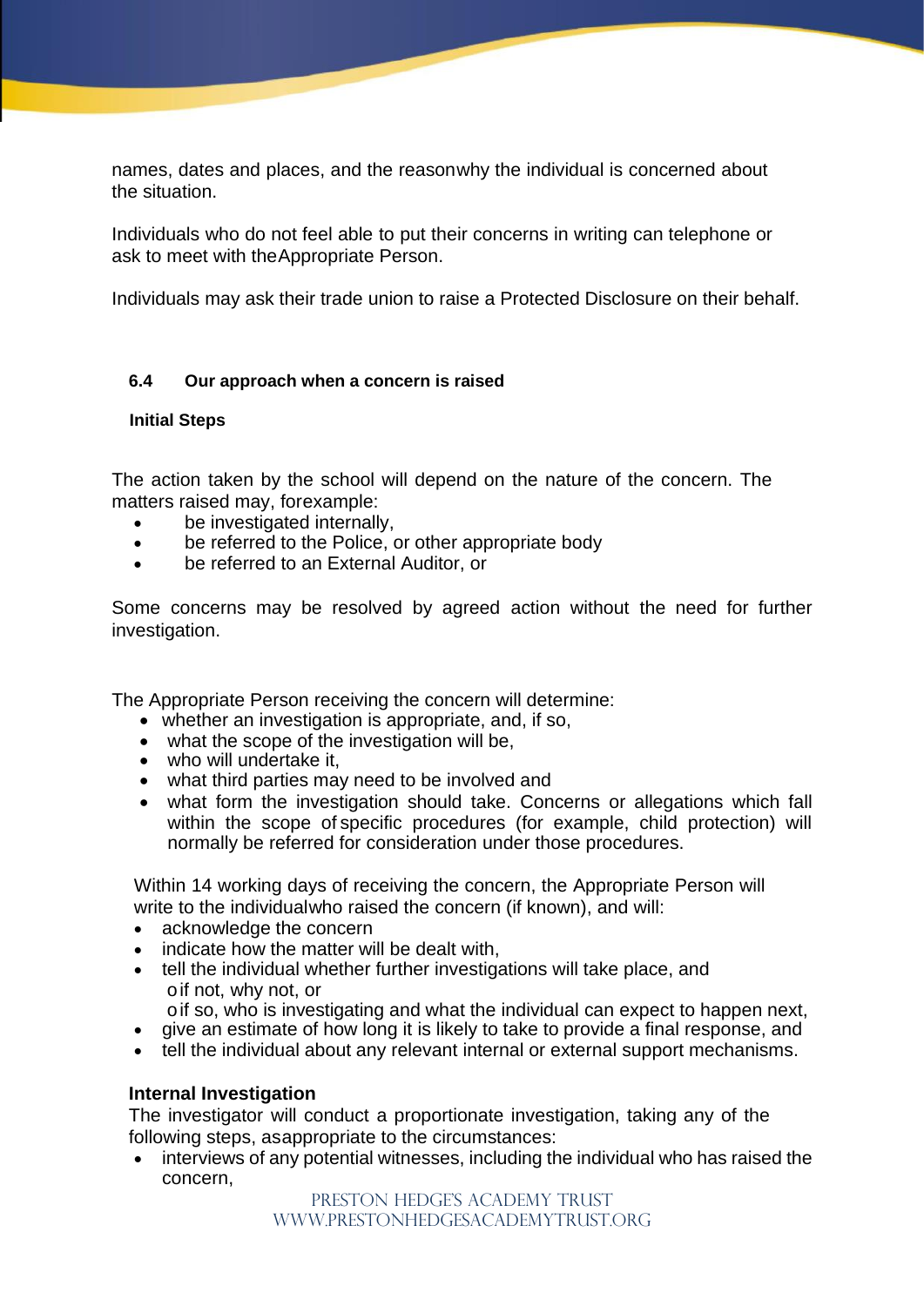names, dates and places, and the reason why the individual is concerned about the situation.

Individuals who do not feel able to put their concerns in writing can telephone or ask to meet with the Appropriate Person.

Individuals may ask their trade union to raise a Protected Disclosure on their behalf.

### 6.4 Our approach when a concern is raised

**Initial Steps**

The action taken by the school will depend on the nature of the concern. The matters raised may, for example:

- be investigated internally,
- be referred to the Police, or other appropriate body
- be referred to an External Auditor, or

Some concerns may be resolved by agreed action without the need for further investigation.

The Appropriate Person receiving the concern will determine:

- whether an investigation is appropriate, and, if so,
- what the scope of the investigation will be,
- who will undertake it,
- what third parties may need to be involved and
- what form the investigation should take. Concerns or allegations which fall within the scope of specific procedures (for example, child protection) will normally be referred for consideration under those procedures.

Within 14 working days of receiving the concern, the Appropriate Person will write to the individual who raised the concern (if known), and will:

- acknowledge the concern
- indicate how the matter will be dealt with,
- tell the individual whether further investigations will take place, and
  - if not, why not, or
  - if so, who is investigating and what the individual can expect to happen next,
- give an estimate of how long it is likely to take to provide a final response, and
- tell the individual about any relevant internal or external support mechanisms.

**Internal Investigation**

The investigator will conduct a proportionate investigation, taking any of the following steps, as appropriate to the circumstances:

- interviews of any potential witnesses, including the individual who has raised the concern,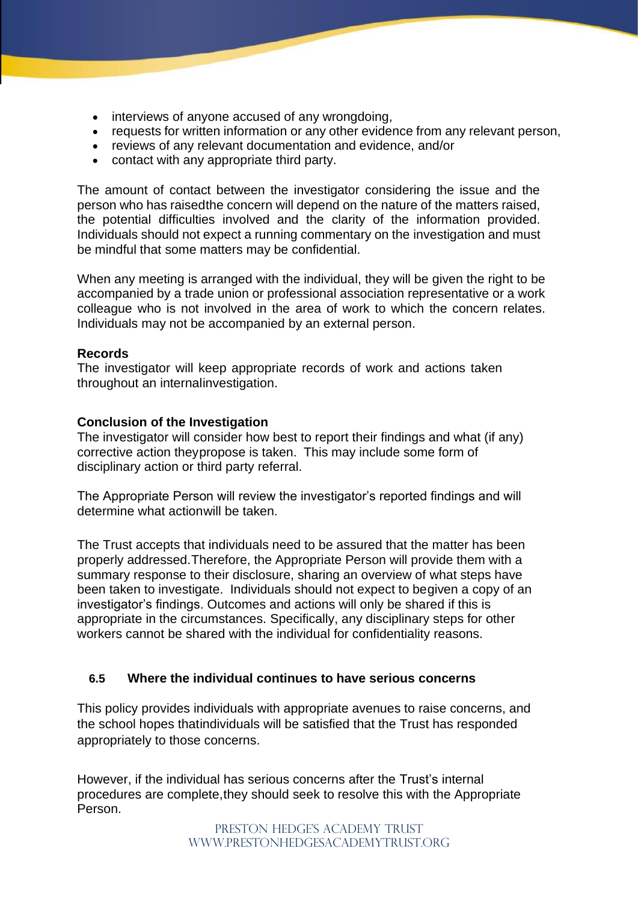- interviews of anyone accused of any wrongdoing,
- requests for written information or any other evidence from any relevant person,
- reviews of any relevant documentation and evidence, and/or
- contact with any appropriate third party.

The amount of contact between the investigator considering the issue and the person who has raisedthe concern will depend on the nature of the matters raised, the potential difficulties involved and the clarity of the information provided. Individuals should not expect a running commentary on the investigation and must be mindful that some matters may be confidential.

When any meeting is arranged with the individual, they will be given the right to be accompanied by a trade union or professional association representative or a work colleague who is not involved in the area of work to which the concern relates. Individuals may not be accompanied by an external person.

**Records**
The investigator will keep appropriate records of work and actions taken throughout an internalinvestigation.

**Conclusion of the Investigation**
The investigator will consider how best to report their findings and what (if any) corrective action theypropose is taken. This may include some form of disciplinary action or third party referral.

The Appropriate Person will review the investigator's reported findings and will determine what actionwill be taken.

The Trust accepts that individuals need to be assured that the matter has been properly addressed.Therefore, the Appropriate Person will provide them with a summary response to their disclosure, sharing an overview of what steps have been taken to investigate. Individuals should not expect to begiven a copy of an investigator's findings. Outcomes and actions will only be shared if this is appropriate in the circumstances. Specifically, any disciplinary steps for other workers cannot be shared with the individual for confidentiality reasons.

### 6.5 Where the individual continues to have serious concerns

This policy provides individuals with appropriate avenues to raise concerns, and the school hopes thatindividuals will be satisfied that the Trust has responded appropriately to those concerns.

However, if the individual has serious concerns after the Trust's internal procedures are complete,they should seek to resolve this with the Appropriate Person.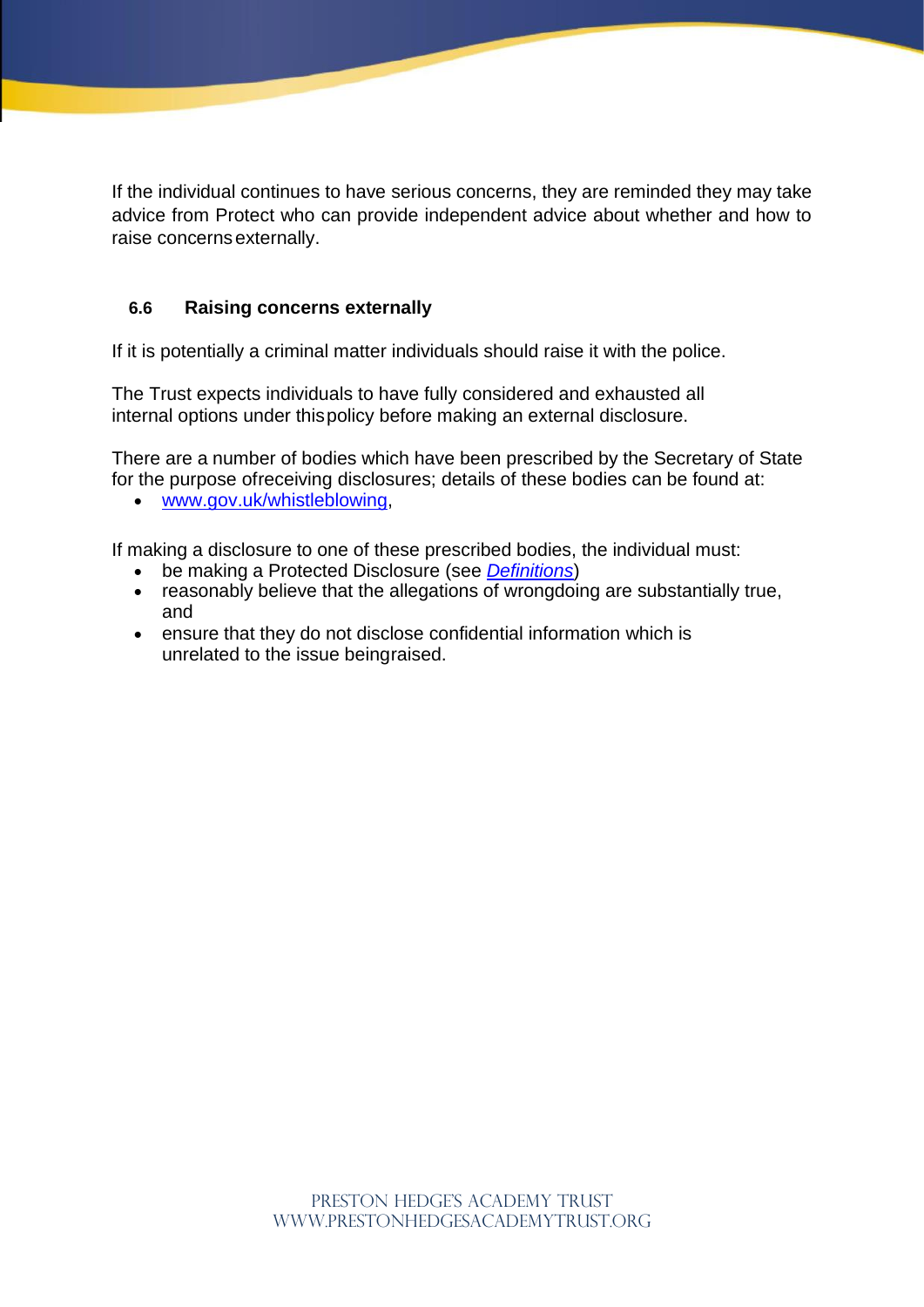If the individual continues to have serious concerns, they are reminded they may take advice from Protect who can provide independent advice about whether and how to raise concerns externally.

### 6.6 Raising concerns externally

If it is potentially a criminal matter individuals should raise it with the police.

The Trust expects individuals to have fully considered and exhausted all internal options under this policy before making an external disclosure.

There are a number of bodies which have been prescribed by the Secretary of State for the purpose of receiving disclosures; details of these bodies can be found at:

- www.gov.uk/whistleblowing,

If making a disclosure to one of these prescribed bodies, the individual must:

- be making a Protected Disclosure (see *Definitions*)
- reasonably believe that the allegations of wrongdoing are substantially true, and
- ensure that they do not disclose confidential information which is unrelated to the issue being raised.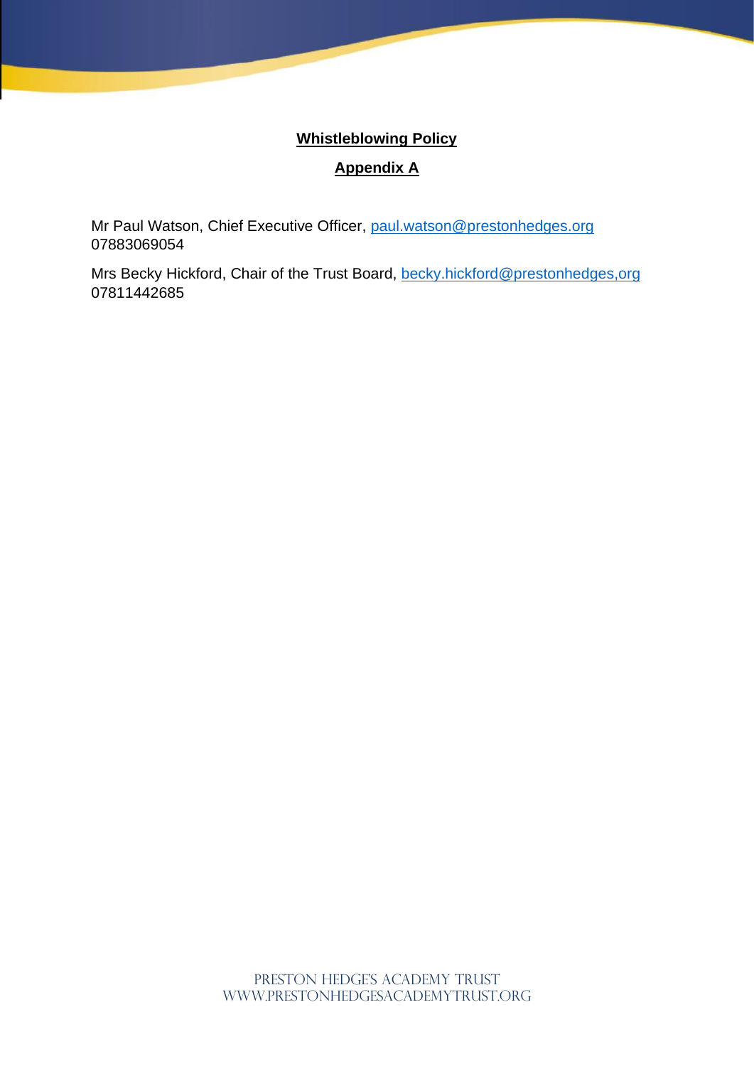**Whistleblowing Policy**

**Appendix A**

Mr Paul Watson, Chief Executive Officer, paul.watson@prestonhedges.org
07883069054

Mrs Becky Hickford, Chair of the Trust Board, becky.hickford@prestonhedges,org
07811442685